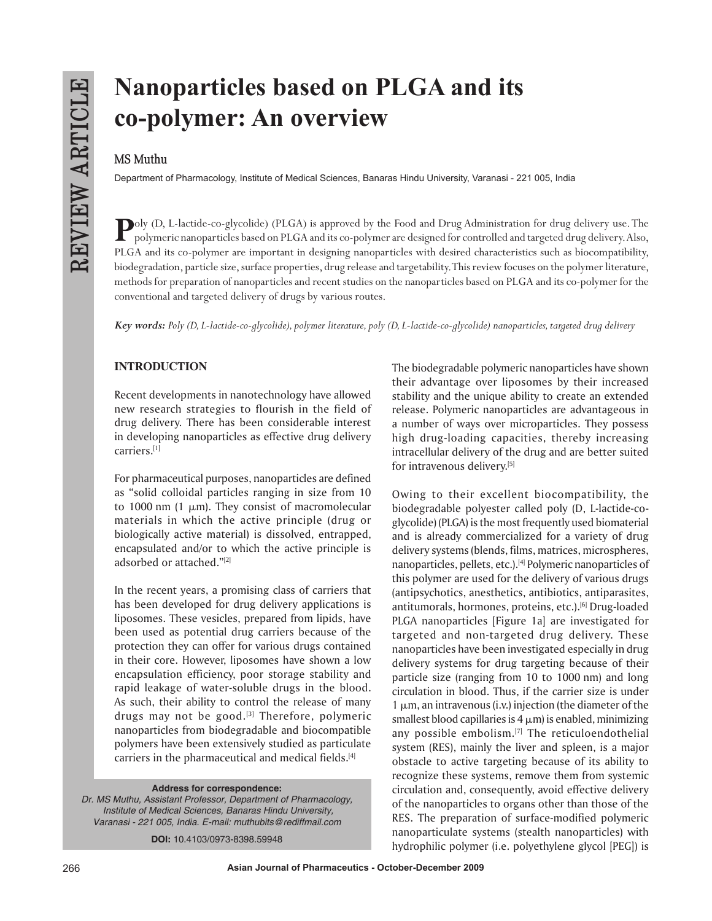# Nanoparticles based on PLGA and its co-polymer: An overview

MS Muthu

Department of Pharmacology, Institute of Medical Sciences, Banaras Hindu University, Varanasi - 221 005, India

Poly (D, L-lactide-co-glycolide) (PLGA) is approved by the Food and Drug Administration for drug delivery use. The polymeric nanoparticles based on PLGA and its co-polymer are designed for controlled and targeted drug delivery. Also, PLGA and its co-polymer are important in designing nanoparticles with desired characteristics such as biocompatibility, biodegradation, particle size, surface properties, drug release and targetability. This review focuses on the polymer literature, methods for preparation of nanoparticles and recent studies on the nanoparticles based on PLGA and its co-polymer for the conventional and targeted delivery of drugs by various routes.

***Key words:*** *Poly (D, L-lactide-co-glycolide), polymer literature, poly (D, L-lactide-co-glycolide) nanoparticles, targeted drug delivery*

## INTRODUCTION

Recent developments in nanotechnology have allowed new research strategies to flourish in the field of drug delivery. There has been considerable interest in developing nanoparticles as effective drug delivery carriers.[1]

For pharmaceutical purposes, nanoparticles are defined as "solid colloidal particles ranging in size from 10 to 1000 nm (1 μm). They consist of macromolecular materials in which the active principle (drug or biologically active material) is dissolved, entrapped, encapsulated and/or to which the active principle is adsorbed or attached."[2]

In the recent years, a promising class of carriers that has been developed for drug delivery applications is liposomes. These vesicles, prepared from lipids, have been used as potential drug carriers because of the protection they can offer for various drugs contained in their core. However, liposomes have shown a low encapsulation efficiency, poor storage stability and rapid leakage of water-soluble drugs in the blood. As such, their ability to control the release of many drugs may not be good.[3] Therefore, polymeric nanoparticles from biodegradable and biocompatible polymers have been extensively studied as particulate carriers in the pharmaceutical and medical fields.[4]

**Address for correspondence:**
*Dr. MS Muthu, Assistant Professor, Department of Pharmacology, Institute of Medical Sciences, Banaras Hindu University, Varanasi - 221 005, India. E-mail: muthubits@rediffmail.com*

**DOI:** 10.4103/0973-8398.59948

The biodegradable polymeric nanoparticles have shown their advantage over liposomes by their increased stability and the unique ability to create an extended release. Polymeric nanoparticles are advantageous in a number of ways over microparticles. They possess high drug-loading capacities, thereby increasing intracellular delivery of the drug and are better suited for intravenous delivery.[5]

Owing to their excellent biocompatibility, the biodegradable polyester called poly (D, L-lactide-co-glycolide) (PLGA) is the most frequently used biomaterial and is already commercialized for a variety of drug delivery systems (blends, films, matrices, microspheres, nanoparticles, pellets, etc.).[4] Polymeric nanoparticles of this polymer are used for the delivery of various drugs (antipsychotics, anesthetics, antibiotics, antiparasites, antitumorals, hormones, proteins, etc.).[6] Drug-loaded PLGA nanoparticles [Figure 1a] are investigated for targeted and non-targeted drug delivery. These nanoparticles have been investigated especially in drug delivery systems for drug targeting because of their particle size (ranging from 10 to 1000 nm) and long circulation in blood. Thus, if the carrier size is under 1 μm, an intravenous (i.v.) injection (the diameter of the smallest blood capillaries is 4 μm) is enabled, minimizing any possible embolism.[7] The reticuloendothelial system (RES), mainly the liver and spleen, is a major obstacle to active targeting because of its ability to recognize these systems, remove them from systemic circulation and, consequently, avoid effective delivery of the nanoparticles to organs other than those of the RES. The preparation of surface-modified polymeric nanoparticulate systems (stealth nanoparticles) with hydrophilic polymer (i.e. polyethylene glycol [PEG]) is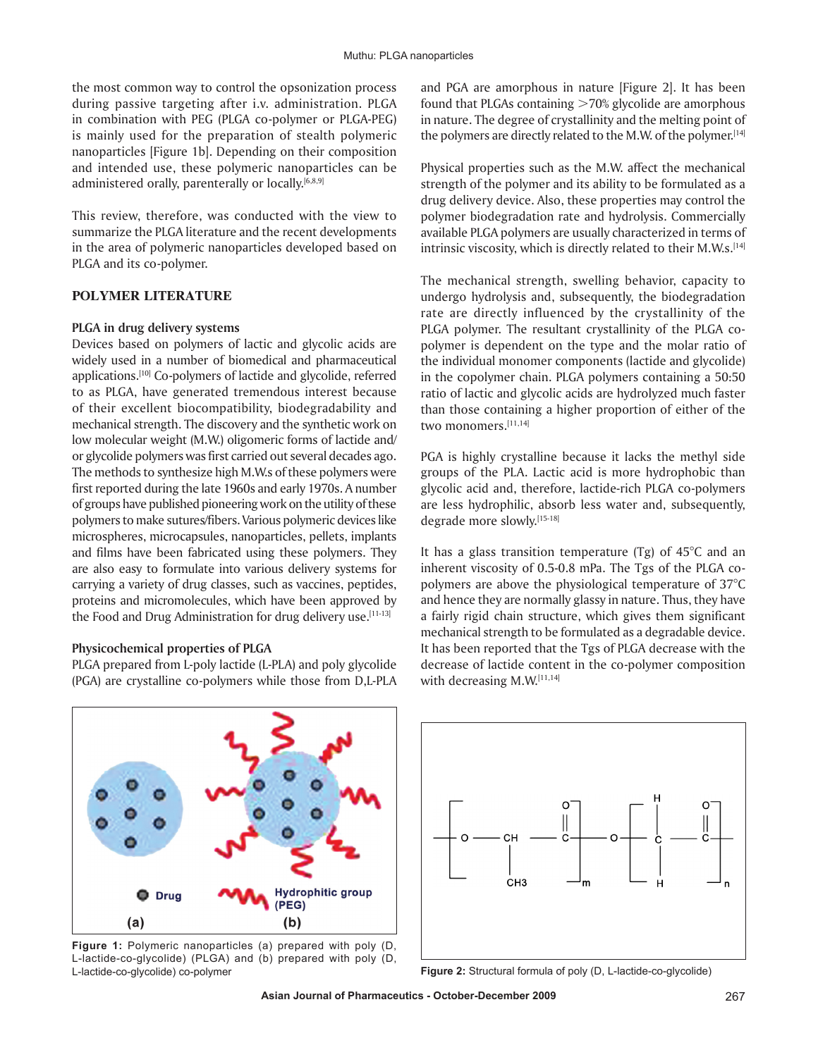the most common way to control the opsonization process during passive targeting after i.v. administration. PLGA in combination with PEG (PLGA co-polymer or PLGA-PEG) is mainly used for the preparation of stealth polymeric nanoparticles [Figure 1b]. Depending on their composition and intended use, these polymeric nanoparticles can be administered orally, parenterally or locally.[6,8,9]

This review, therefore, was conducted with the view to summarize the PLGA literature and the recent developments in the area of polymeric nanoparticles developed based on PLGA and its co-polymer.

## POLYMER LITERATURE

### PLGA in drug delivery systems

Devices based on polymers of lactic and glycolic acids are widely used in a number of biomedical and pharmaceutical applications.[10] Co-polymers of lactide and glycolide, referred to as PLGA, have generated tremendous interest because of their excellent biocompatibility, biodegradability and mechanical strength. The discovery and the synthetic work on low molecular weight (M.W.) oligomeric forms of lactide and/or glycolide polymers was first carried out several decades ago. The methods to synthesize high M.Ws of these polymers were first reported during the late 1960s and early 1970s. A number of groups have published pioneering work on the utility of these polymers to make sutures/fibers. Various polymeric devices like microspheres, microcapsules, nanoparticles, pellets, implants and films have been fabricated using these polymers. They are also easy to formulate into various delivery systems for carrying a variety of drug classes, such as vaccines, peptides, proteins and micromolecules, which have been approved by the Food and Drug Administration for drug delivery use.[11-13]

### Physicochemical properties of PLGA

PLGA prepared from L-poly lactide (L-PLA) and poly glycolide (PGA) are crystalline co-polymers while those from D,L-PLA and PGA are amorphous in nature [Figure 2]. It has been found that PLGAs containing >70% glycolide are amorphous in nature. The degree of crystallinity and the melting point of the polymers are directly related to the M.W. of the polymer.[14]

Physical properties such as the M.W. affect the mechanical strength of the polymer and its ability to be formulated as a drug delivery device. Also, these properties may control the polymer biodegradation rate and hydrolysis. Commercially available PLGA polymers are usually characterized in terms of intrinsic viscosity, which is directly related to their M.W.s.[14]

The mechanical strength, swelling behavior, capacity to undergo hydrolysis and, subsequently, the biodegradation rate are directly influenced by the crystallinity of the PLGA polymer. The resultant crystallinity of the PLGA co-polymer is dependent on the type and the molar ratio of the individual monomer components (lactide and glycolide) in the copolymer chain. PLGA polymers containing a 50:50 ratio of lactic and glycolic acids are hydrolyzed much faster than those containing a higher proportion of either of the two monomers.[11,14]

PGA is highly crystalline because it lacks the methyl side groups of the PLA. Lactic acid is more hydrophobic than glycolic acid and, therefore, lactide-rich PLGA co-polymers are less hydrophilic, absorb less water and, subsequently, degrade more slowly.[15-18]

It has a glass transition temperature (Tg) of 45°C and an inherent viscosity of 0.5-0.8 mPa. The Tgs of the PLGA co-polymers are above the physiological temperature of 37°C and hence they are normally glassy in nature. Thus, they have a fairly rigid chain structure, which gives them significant mechanical strength to be formulated as a degradable device. It has been reported that the Tgs of PLGA decrease with the decrease of lactide content in the co-polymer composition with decreasing M.W.[11,14]

Figure 1: Polymeric nanoparticles (a) prepared with poly (D, L-lactide-co-glycolide) (PLGA) and (b) prepared with poly (D, L-lactide-co-glycolide) co-polymer

Figure 2: Structural formula of poly (D, L-lactide-co-glycolide)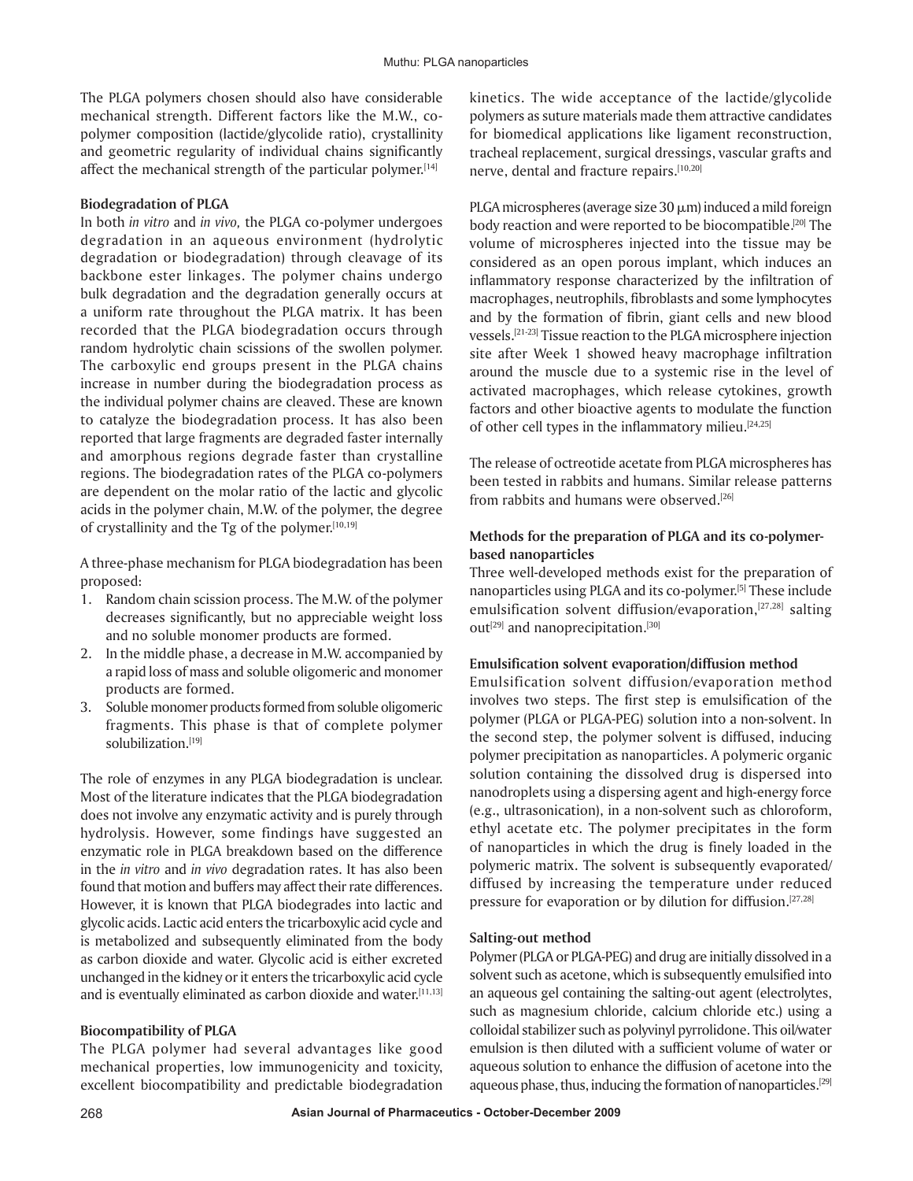The PLGA polymers chosen should also have considerable mechanical strength. Different factors like the M.W., co-polymer composition (lactide/glycolide ratio), crystallinity and geometric regularity of individual chains significantly affect the mechanical strength of the particular polymer.[14]

### Biodegradation of PLGA

In both *in vitro* and *in vivo,* the PLGA co-polymer undergoes degradation in an aqueous environment (hydrolytic degradation or biodegradation) through cleavage of its backbone ester linkages. The polymer chains undergo bulk degradation and the degradation generally occurs at a uniform rate throughout the PLGA matrix. It has been recorded that the PLGA biodegradation occurs through random hydrolytic chain scissions of the swollen polymer. The carboxylic end groups present in the PLGA chains increase in number during the biodegradation process as the individual polymer chains are cleaved. These are known to catalyze the biodegradation process. It has also been reported that large fragments are degraded faster internally and amorphous regions degrade faster than crystalline regions. The biodegradation rates of the PLGA co-polymers are dependent on the molar ratio of the lactic and glycolic acids in the polymer chain, M.W. of the polymer, the degree of crystallinity and the Tg of the polymer.[10,19]

A three-phase mechanism for PLGA biodegradation has been proposed:

1. Random chain scission process. The M.W. of the polymer decreases significantly, but no appreciable weight loss and no soluble monomer products are formed.
2. In the middle phase, a decrease in M.W. accompanied by a rapid loss of mass and soluble oligomeric and monomer products are formed.
3. Soluble monomer products formed from soluble oligomeric fragments. This phase is that of complete polymer solubilization.[19]

The role of enzymes in any PLGA biodegradation is unclear. Most of the literature indicates that the PLGA biodegradation does not involve any enzymatic activity and is purely through hydrolysis. However, some findings have suggested an enzymatic role in PLGA breakdown based on the difference in the *in vitro* and *in vivo* degradation rates. It has also been found that motion and buffers may affect their rate differences. However, it is known that PLGA biodegrades into lactic and glycolic acids. Lactic acid enters the tricarboxylic acid cycle and is metabolized and subsequently eliminated from the body as carbon dioxide and water. Glycolic acid is either excreted unchanged in the kidney or it enters the tricarboxylic acid cycle and is eventually eliminated as carbon dioxide and water.[11,13]

### Biocompatibility of PLGA

The PLGA polymer had several advantages like good mechanical properties, low immunogenicity and toxicity, excellent biocompatibility and predictable biodegradation kinetics. The wide acceptance of the lactide/glycolide polymers as suture materials made them attractive candidates for biomedical applications like ligament reconstruction, tracheal replacement, surgical dressings, vascular grafts and nerve, dental and fracture repairs.[10,20]

PLGA microspheres (average size 30 μm) induced a mild foreign body reaction and were reported to be biocompatible.[20] The volume of microspheres injected into the tissue may be considered as an open porous implant, which induces an inflammatory response characterized by the infiltration of macrophages, neutrophils, fibroblasts and some lymphocytes and by the formation of fibrin, giant cells and new blood vessels.[21-23] Tissue reaction to the PLGA microsphere injection site after Week 1 showed heavy macrophage infiltration around the muscle due to a systemic rise in the level of activated macrophages, which release cytokines, growth factors and other bioactive agents to modulate the function of other cell types in the inflammatory milieu.[24,25]

The release of octreotide acetate from PLGA microspheres has been tested in rabbits and humans. Similar release patterns from rabbits and humans were observed.[26]

### Methods for the preparation of PLGA and its co-polymer-based nanoparticles

Three well-developed methods exist for the preparation of nanoparticles using PLGA and its co-polymer.[5] These include emulsification solvent diffusion/evaporation,[27,28] salting out[29] and nanoprecipitation.[30]

### Emulsification solvent evaporation/diffusion method

Emulsification solvent diffusion/evaporation method involves two steps. The first step is emulsification of the polymer (PLGA or PLGA-PEG) solution into a non-solvent. In the second step, the polymer solvent is diffused, inducing polymer precipitation as nanoparticles. A polymeric organic solution containing the dissolved drug is dispersed into nanodroplets using a dispersing agent and high-energy force (e.g., ultrasonication), in a non-solvent such as chloroform, ethyl acetate etc. The polymer precipitates in the form of nanoparticles in which the drug is finely loaded in the polymeric matrix. The solvent is subsequently evaporated/diffused by increasing the temperature under reduced pressure for evaporation or by dilution for diffusion.[27,28]

### Salting-out method

Polymer (PLGA or PLGA-PEG) and drug are initially dissolved in a solvent such as acetone, which is subsequently emulsified into an aqueous gel containing the salting-out agent (electrolytes, such as magnesium chloride, calcium chloride etc.) using a colloidal stabilizer such as polyvinyl pyrrolidone. This oil/water emulsion is then diluted with a sufficient volume of water or aqueous solution to enhance the diffusion of acetone into the aqueous phase, thus, inducing the formation of nanoparticles.[29]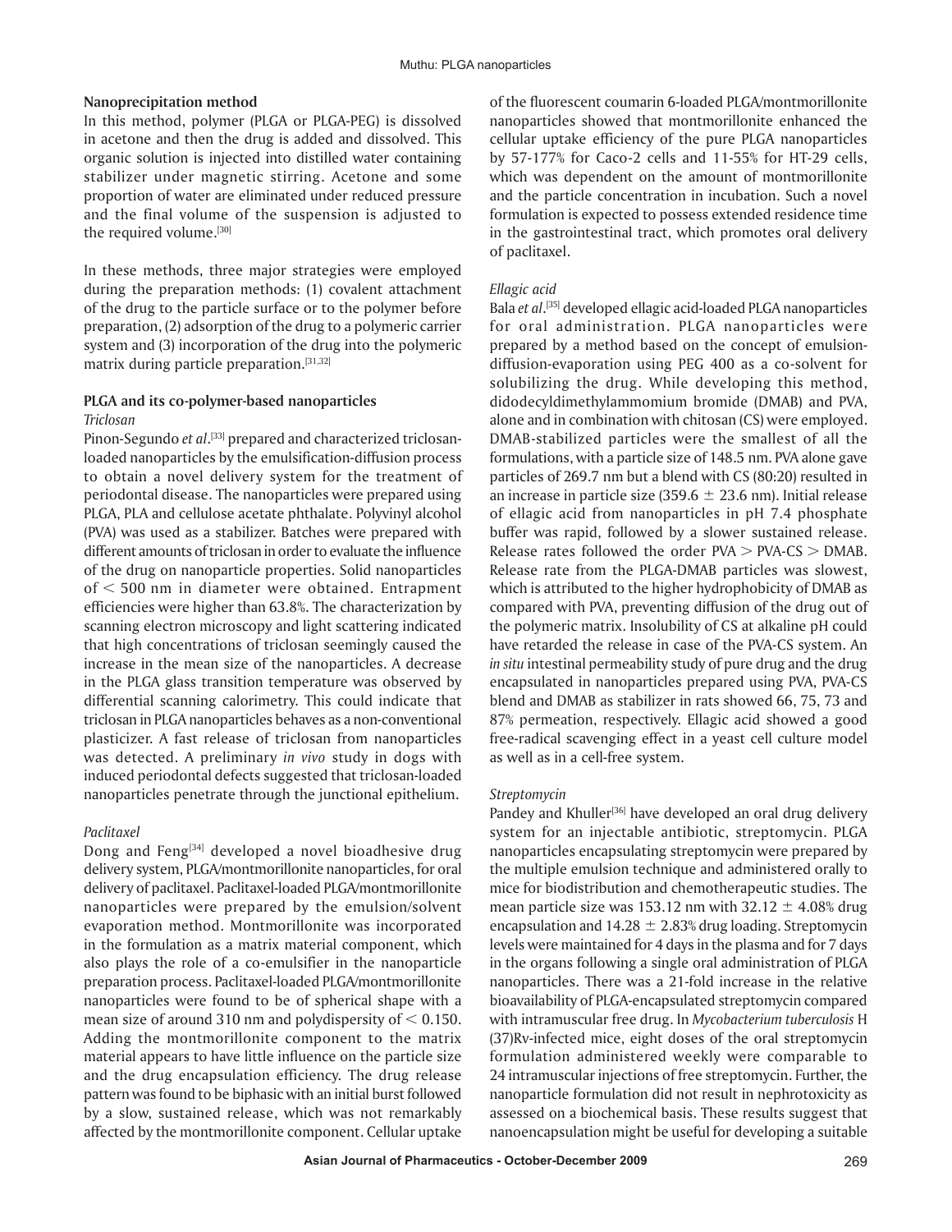### Nanoprecipitation method

In this method, polymer (PLGA or PLGA-PEG) is dissolved in acetone and then the drug is added and dissolved. This organic solution is injected into distilled water containing stabilizer under magnetic stirring. Acetone and some proportion of water are eliminated under reduced pressure and the final volume of the suspension is adjusted to the required volume.[30]

In these methods, three major strategies were employed during the preparation methods: (1) covalent attachment of the drug to the particle surface or to the polymer before preparation, (2) adsorption of the drug to a polymeric carrier system and (3) incorporation of the drug into the polymeric matrix during particle preparation.[31,32]

### PLGA and its co-polymer-based nanoparticles

*Triclosan*

Pinon-Segundo *et al*.[33] prepared and characterized triclosan-loaded nanoparticles by the emulsification-diffusion process to obtain a novel delivery system for the treatment of periodontal disease. The nanoparticles were prepared using PLGA, PLA and cellulose acetate phthalate. Polyvinyl alcohol (PVA) was used as a stabilizer. Batches were prepared with different amounts of triclosan in order to evaluate the influence of the drug on nanoparticle properties. Solid nanoparticles of < 500 nm in diameter were obtained. Entrapment efficiencies were higher than 63.8%. The characterization by scanning electron microscopy and light scattering indicated that high concentrations of triclosan seemingly caused the increase in the mean size of the nanoparticles. A decrease in the PLGA glass transition temperature was observed by differential scanning calorimetry. This could indicate that triclosan in PLGA nanoparticles behaves as a non-conventional plasticizer. A fast release of triclosan from nanoparticles was detected. A preliminary *in vivo* study in dogs with induced periodontal defects suggested that triclosan-loaded nanoparticles penetrate through the junctional epithelium.

*Paclitaxel*

Dong and Feng[34] developed a novel bioadhesive drug delivery system, PLGA/montmorillonite nanoparticles, for oral delivery of paclitaxel. Paclitaxel-loaded PLGA/montmorillonite nanoparticles were prepared by the emulsion/solvent evaporation method. Montmorillonite was incorporated in the formulation as a matrix material component, which also plays the role of a co-emulsifier in the nanoparticle preparation process. Paclitaxel-loaded PLGA/montmorillonite nanoparticles were found to be of spherical shape with a mean size of around 310 nm and polydispersity of < 0.150. Adding the montmorillonite component to the matrix material appears to have little influence on the particle size and the drug encapsulation efficiency. The drug release pattern was found to be biphasic with an initial burst followed by a slow, sustained release, which was not remarkably affected by the montmorillonite component. Cellular uptake of the fluorescent coumarin 6-loaded PLGA/montmorillonite nanoparticles showed that montmorillonite enhanced the cellular uptake efficiency of the pure PLGA nanoparticles by 57-177% for Caco-2 cells and 11-55% for HT-29 cells, which was dependent on the amount of montmorillonite and the particle concentration in incubation. Such a novel formulation is expected to possess extended residence time in the gastrointestinal tract, which promotes oral delivery of paclitaxel.

*Ellagic acid*

Bala *et al*.[35] developed ellagic acid-loaded PLGA nanoparticles for oral administration. PLGA nanoparticles were prepared by a method based on the concept of emulsion-diffusion-evaporation using PEG 400 as a co-solvent for solubilizing the drug. While developing this method, didodecyldimethylammomium bromide (DMAB) and PVA, alone and in combination with chitosan (CS) were employed. DMAB-stabilized particles were the smallest of all the formulations, with a particle size of 148.5 nm. PVA alone gave particles of 269.7 nm but a blend with CS (80:20) resulted in an increase in particle size (359.6 ± 23.6 nm). Initial release of ellagic acid from nanoparticles in pH 7.4 phosphate buffer was rapid, followed by a slower sustained release. Release rates followed the order PVA > PVA-CS > DMAB. Release rate from the PLGA-DMAB particles was slowest, which is attributed to the higher hydrophobicity of DMAB as compared with PVA, preventing diffusion of the drug out of the polymeric matrix. Insolubility of CS at alkaline pH could have retarded the release in case of the PVA-CS system. An *in situ* intestinal permeability study of pure drug and the drug encapsulated in nanoparticles prepared using PVA, PVA-CS blend and DMAB as stabilizer in rats showed 66, 75, 73 and 87% permeation, respectively. Ellagic acid showed a good free-radical scavenging effect in a yeast cell culture model as well as in a cell-free system.

*Streptomycin*

Pandey and Khuller[36] have developed an oral drug delivery system for an injectable antibiotic, streptomycin. PLGA nanoparticles encapsulating streptomycin were prepared by the multiple emulsion technique and administered orally to mice for biodistribution and chemotherapeutic studies. The mean particle size was 153.12 nm with 32.12 ± 4.08% drug encapsulation and 14.28 ± 2.83% drug loading. Streptomycin levels were maintained for 4 days in the plasma and for 7 days in the organs following a single oral administration of PLGA nanoparticles. There was a 21-fold increase in the relative bioavailability of PLGA-encapsulated streptomycin compared with intramuscular free drug. In *Mycobacterium tuberculosis* H (37)Rv-infected mice, eight doses of the oral streptomycin formulation administered weekly were comparable to 24 intramuscular injections of free streptomycin. Further, the nanoparticle formulation did not result in nephrotoxicity as assessed on a biochemical basis. These results suggest that nanoencapsulation might be useful for developing a suitable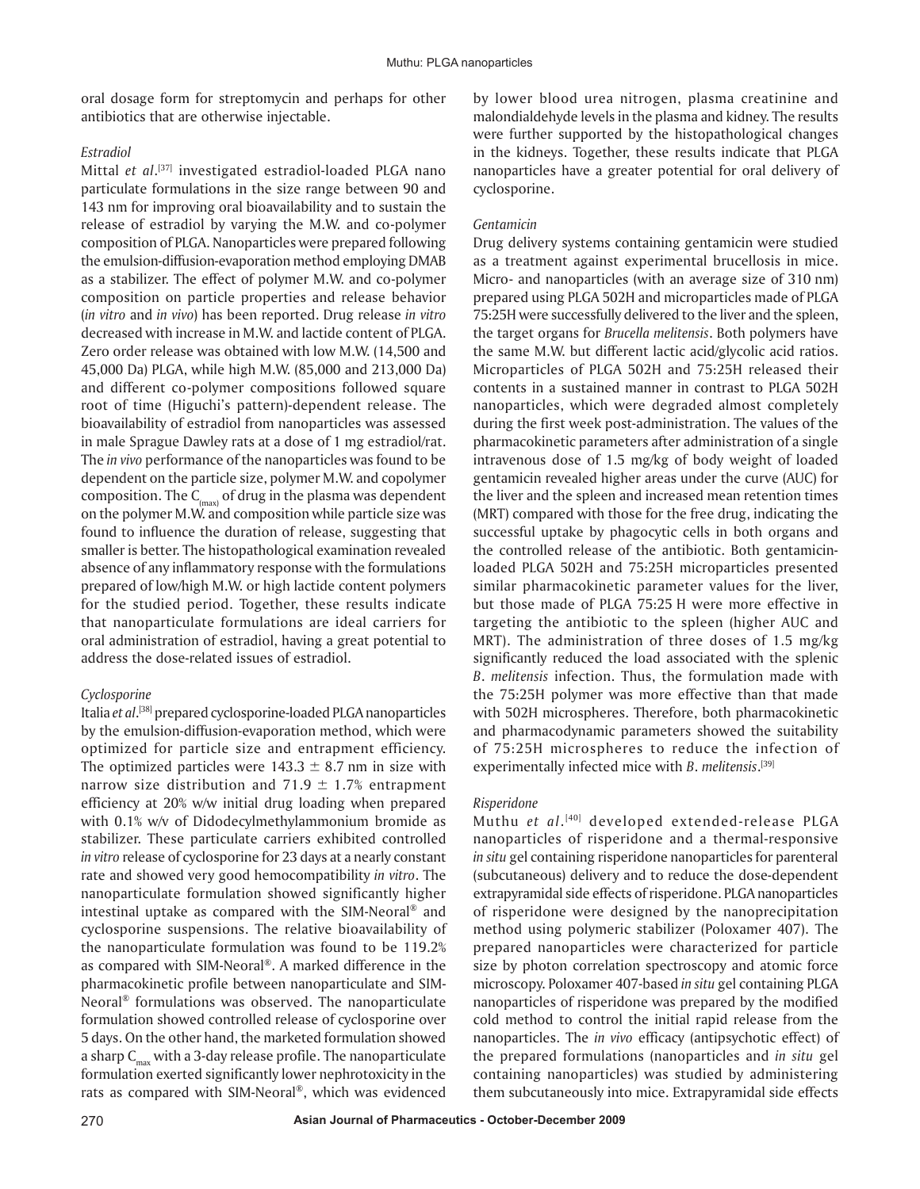oral dosage form for streptomycin and perhaps for other antibiotics that are otherwise injectable.

### *Estradiol*

Mittal *et al*.[37] investigated estradiol-loaded PLGA nano particulate formulations in the size range between 90 and 143 nm for improving oral bioavailability and to sustain the release of estradiol by varying the M.W. and co-polymer composition of PLGA. Nanoparticles were prepared following the emulsion-diffusion-evaporation method employing DMAB as a stabilizer. The effect of polymer M.W. and co-polymer composition on particle properties and release behavior (*in vitro* and *in vivo*) has been reported. Drug release *in vitro* decreased with increase in M.W. and lactide content of PLGA. Zero order release was obtained with low M.W. (14,500 and 45,000 Da) PLGA, while high M.W. (85,000 and 213,000 Da) and different co-polymer compositions followed square root of time (Higuchi's pattern)-dependent release. The bioavailability of estradiol from nanoparticles was assessed in male Sprague Dawley rats at a dose of 1 mg estradiol/rat. The *in vivo* performance of the nanoparticles was found to be dependent on the particle size, polymer M.W. and copolymer composition. The $C_{(max)}$ of drug in the plasma was dependent on the polymer M.W. and composition while particle size was found to influence the duration of release, suggesting that smaller is better. The histopathological examination revealed absence of any inflammatory response with the formulations prepared of low/high M.W. or high lactide content polymers for the studied period. Together, these results indicate that nanoparticulate formulations are ideal carriers for oral administration of estradiol, having a great potential to address the dose-related issues of estradiol.

### *Cyclosporine*

Italia *et al*.[38] prepared cyclosporine-loaded PLGA nanoparticles by the emulsion-diffusion-evaporation method, which were optimized for particle size and entrapment efficiency. The optimized particles were $143.3 \pm 8.7$ nm in size with narrow size distribution and $71.9 \pm 1.7$% entrapment efficiency at 20% w/w initial drug loading when prepared with 0.1% w/v of Didodecylmethylammonium bromide as stabilizer. These particulate carriers exhibited controlled *in vitro* release of cyclosporine for 23 days at a nearly constant rate and showed very good hemocompatibility *in vitro*. The nanoparticulate formulation showed significantly higher intestinal uptake as compared with the SIM-Neoral® and cyclosporine suspensions. The relative bioavailability of the nanoparticulate formulation was found to be 119.2% as compared with SIM-Neoral®. A marked difference in the pharmacokinetic profile between nanoparticulate and SIM-Neoral® formulations was observed. The nanoparticulate formulation showed controlled release of cyclosporine over 5 days. On the other hand, the marketed formulation showed a sharp $C_{max}$ with a 3-day release profile. The nanoparticulate formulation exerted significantly lower nephrotoxicity in the rats as compared with SIM-Neoral®, which was evidenced by lower blood urea nitrogen, plasma creatinine and malondialdehyde levels in the plasma and kidney. The results were further supported by the histopathological changes in the kidneys. Together, these results indicate that PLGA nanoparticles have a greater potential for oral delivery of cyclosporine.

### *Gentamicin*

Drug delivery systems containing gentamicin were studied as a treatment against experimental brucellosis in mice. Micro- and nanoparticles (with an average size of 310 nm) prepared using PLGA 502H and microparticles made of PLGA 75:25H were successfully delivered to the liver and the spleen, the target organs for *Brucella melitensis*. Both polymers have the same M.W. but different lactic acid/glycolic acid ratios. Microparticles of PLGA 502H and 75:25H released their contents in a sustained manner in contrast to PLGA 502H nanoparticles, which were degraded almost completely during the first week post-administration. The values of the pharmacokinetic parameters after administration of a single intravenous dose of 1.5 mg/kg of body weight of loaded gentamicin revealed higher areas under the curve (AUC) for the liver and the spleen and increased mean retention times (MRT) compared with those for the free drug, indicating the successful uptake by phagocytic cells in both organs and the controlled release of the antibiotic. Both gentamicin-loaded PLGA 502H and 75:25H microparticles presented similar pharmacokinetic parameter values for the liver, but those made of PLGA 75:25 H were more effective in targeting the antibiotic to the spleen (higher AUC and MRT). The administration of three doses of 1.5 mg/kg significantly reduced the load associated with the splenic *B. melitensis* infection. Thus, the formulation made with the 75:25H polymer was more effective than that made with 502H microspheres. Therefore, both pharmacokinetic and pharmacodynamic parameters showed the suitability of 75:25H microspheres to reduce the infection of experimentally infected mice with *B. melitensis*.[39]

### *Risperidone*

Muthu *et al*.[40] developed extended-release PLGA nanoparticles of risperidone and a thermal-responsive *in situ* gel containing risperidone nanoparticles for parenteral (subcutaneous) delivery and to reduce the dose-dependent extrapyramidal side effects of risperidone. PLGA nanoparticles of risperidone were designed by the nanoprecipitation method using polymeric stabilizer (Poloxamer 407). The prepared nanoparticles were characterized for particle size by photon correlation spectroscopy and atomic force microscopy. Poloxamer 407-based *in situ* gel containing PLGA nanoparticles of risperidone was prepared by the modified cold method to control the initial rapid release from the nanoparticles. The *in vivo* efficacy (antipsychotic effect) of the prepared formulations (nanoparticles and *in situ* gel containing nanoparticles) was studied by administering them subcutaneously into mice. Extrapyramidal side effects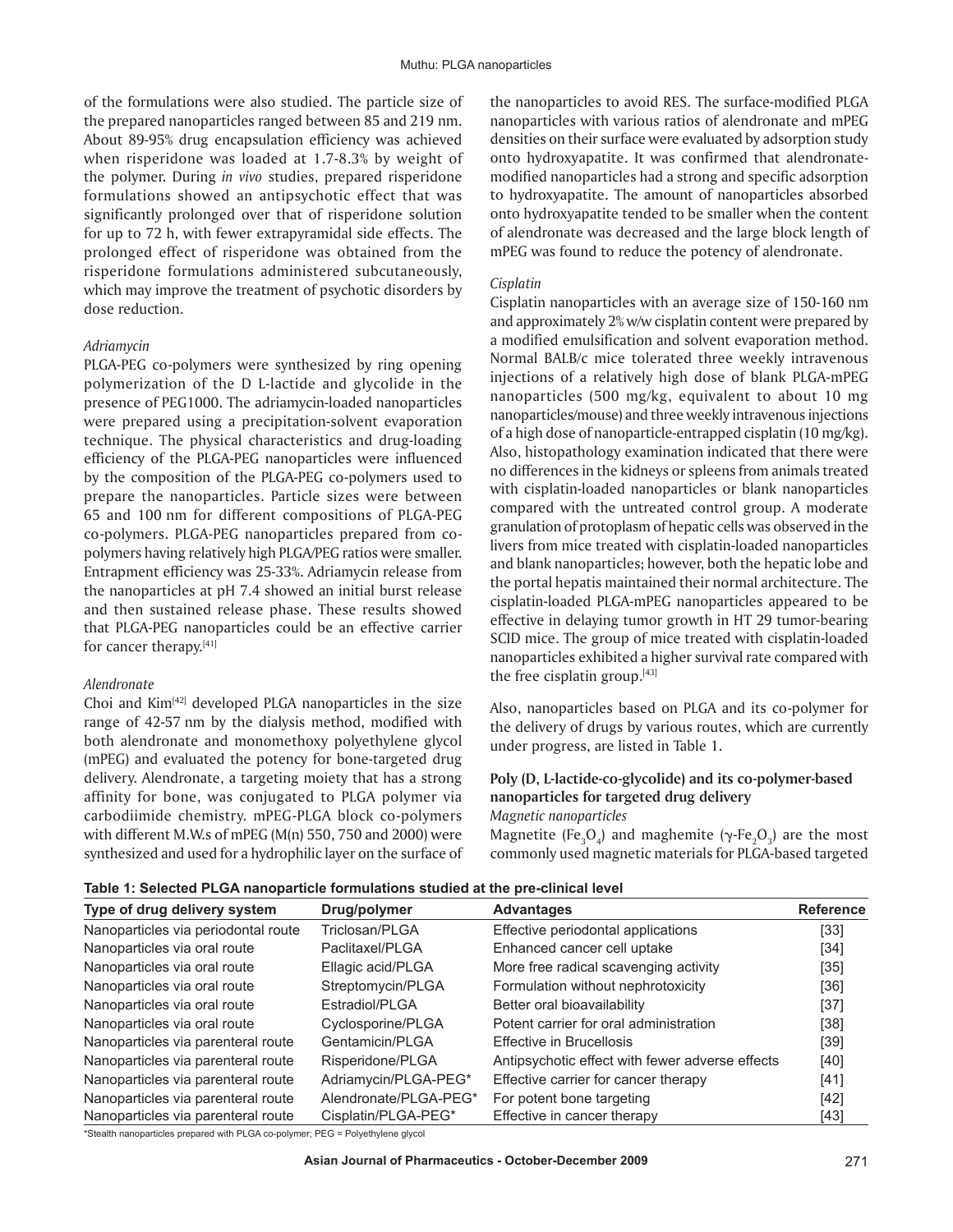of the formulations were also studied. The particle size of the prepared nanoparticles ranged between 85 and 219 nm. About 89-95% drug encapsulation efficiency was achieved when risperidone was loaded at 1.7-8.3% by weight of the polymer. During *in vivo* studies, prepared risperidone formulations showed an antipsychotic effect that was significantly prolonged over that of risperidone solution for up to 72 h, with fewer extrapyramidal side effects. The prolonged effect of risperidone was obtained from the risperidone formulations administered subcutaneously, which may improve the treatment of psychotic disorders by dose reduction.

*Adriamycin*

PLGA-PEG co-polymers were synthesized by ring opening polymerization of the D L-lactide and glycolide in the presence of PEG1000. The adriamycin-loaded nanoparticles were prepared using a precipitation-solvent evaporation technique. The physical characteristics and drug-loading efficiency of the PLGA-PEG nanoparticles were influenced by the composition of the PLGA-PEG co-polymers used to prepare the nanoparticles. Particle sizes were between 65 and 100 nm for different compositions of PLGA-PEG co-polymers. PLGA-PEG nanoparticles prepared from co-polymers having relatively high PLGA/PEG ratios were smaller. Entrapment efficiency was 25-33%. Adriamycin release from the nanoparticles at pH 7.4 showed an initial burst release and then sustained release phase. These results showed that PLGA-PEG nanoparticles could be an effective carrier for cancer therapy.[41]

*Alendronate*

Choi and Kim[42] developed PLGA nanoparticles in the size range of 42-57 nm by the dialysis method, modified with both alendronate and monomethoxy polyethylene glycol (mPEG) and evaluated the potency for bone-targeted drug delivery. Alendronate, a targeting moiety that has a strong affinity for bone, was conjugated to PLGA polymer via carbodiimide chemistry. mPEG-PLGA block co-polymers with different M.W.s of mPEG (M(n) 550, 750 and 2000) were synthesized and used for a hydrophilic layer on the surface of the nanoparticles to avoid RES. The surface-modified PLGA nanoparticles with various ratios of alendronate and mPEG densities on their surface were evaluated by adsorption study onto hydroxyapatite. It was confirmed that alendronate-modified nanoparticles had a strong and specific adsorption to hydroxyapatite. The amount of nanoparticles absorbed onto hydroxyapatite tended to be smaller when the content of alendronate was decreased and the large block length of mPEG was found to reduce the potency of alendronate.

*Cisplatin*

Cisplatin nanoparticles with an average size of 150-160 nm and approximately 2% w/w cisplatin content were prepared by a modified emulsification and solvent evaporation method. Normal BALB/c mice tolerated three weekly intravenous injections of a relatively high dose of blank PLGA-mPEG nanoparticles (500 mg/kg, equivalent to about 10 mg nanoparticles/mouse) and three weekly intravenous injections of a high dose of nanoparticle-entrapped cisplatin (10 mg/kg). Also, histopathology examination indicated that there were no differences in the kidneys or spleens from animals treated with cisplatin-loaded nanoparticles or blank nanoparticles compared with the untreated control group. A moderate granulation of protoplasm of hepatic cells was observed in the livers from mice treated with cisplatin-loaded nanoparticles and blank nanoparticles; however, both the hepatic lobe and the portal hepatis maintained their normal architecture. The cisplatin-loaded PLGA-mPEG nanoparticles appeared to be effective in delaying tumor growth in HT 29 tumor-bearing SCID mice. The group of mice treated with cisplatin-loaded nanoparticles exhibited a higher survival rate compared with the free cisplatin group.[43]

Also, nanoparticles based on PLGA and its co-polymer for the delivery of drugs by various routes, which are currently under progress, are listed in Table 1.

**Poly (D, L-lactide-co-glycolide) and its co-polymer-based nanoparticles for targeted drug delivery**

*Magnetic nanoparticles*

Magnetite ($Fe_3O_4$) and maghemite ($\gamma$-$Fe_2O_3$) are the most commonly used magnetic materials for PLGA-based targeted

**Table 1: Selected PLGA nanoparticle formulations studied at the pre-clinical level**

| Type of drug delivery system | Drug/polymer | Advantages | Reference |
|---|---|---|---|
| Nanoparticles via periodontal route | Triclosan/PLGA | Effective periodontal applications | [33] |
| Nanoparticles via oral route | Paclitaxel/PLGA | Enhanced cancer cell uptake | [34] |
| Nanoparticles via oral route | Ellagic acid/PLGA | More free radical scavenging activity | [35] |
| Nanoparticles via oral route | Streptomycin/PLGA | Formulation without nephrotoxicity | [36] |
| Nanoparticles via oral route | Estradiol/PLGA | Better oral bioavailability | [37] |
| Nanoparticles via oral route | Cyclosporine/PLGA | Potent carrier for oral administration | [38] |
| Nanoparticles via parenteral route | Gentamicin/PLGA | Effective in Brucellosis | [39] |
| Nanoparticles via parenteral route | Risperidone/PLGA | Antipsychotic effect with fewer adverse effects | [40] |
| Nanoparticles via parenteral route | Adriamycin/PLGA-PEG* | Effective carrier for cancer therapy | [41] |
| Nanoparticles via parenteral route | Alendronate/PLGA-PEG* | For potent bone targeting | [42] |
| Nanoparticles via parenteral route | Cisplatin/PLGA-PEG* | Effective in cancer therapy | [43] |

*Stealth nanoparticles prepared with PLGA co-polymer; PEG = Polyethylene glycol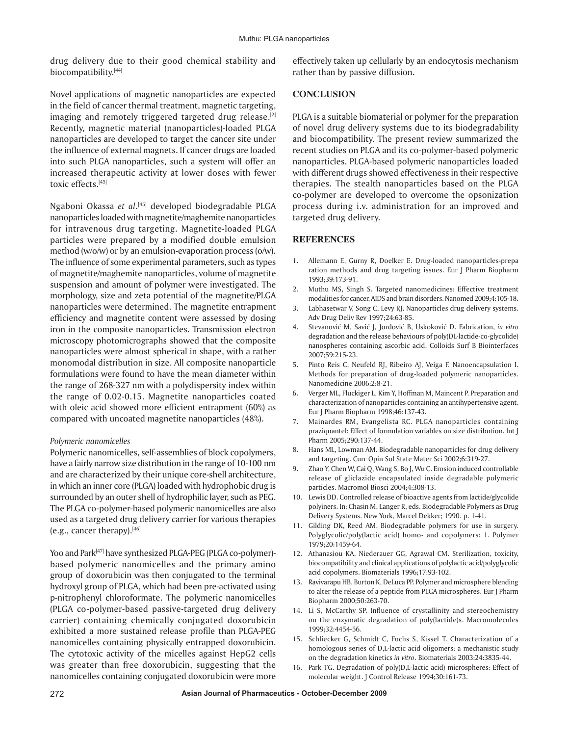drug delivery due to their good chemical stability and biocompatibility.[44]

Novel applications of magnetic nanoparticles are expected in the field of cancer thermal treatment, magnetic targeting, imaging and remotely triggered targeted drug release.[2] Recently, magnetic material (nanoparticles)-loaded PLGA nanoparticles are developed to target the cancer site under the influence of external magnets. If cancer drugs are loaded into such PLGA nanoparticles, such a system will offer an increased therapeutic activity at lower doses with fewer toxic effects.[45]

Ngaboni Okassa *et al*.[45] developed biodegradable PLGA nanoparticles loaded with magnetite/maghemite nanoparticles for intravenous drug targeting. Magnetite-loaded PLGA particles were prepared by a modified double emulsion method (w/o/w) or by an emulsion-evaporation process (o/w). The influence of some experimental parameters, such as types of magnetite/maghemite nanoparticles, volume of magnetite suspension and amount of polymer were investigated. The morphology, size and zeta potential of the magnetite/PLGA nanoparticles were determined. The magnetite entrapment efficiency and magnetite content were assessed by dosing iron in the composite nanoparticles. Transmission electron microscopy photomicrographs showed that the composite nanoparticles were almost spherical in shape, with a rather monomodal distribution in size. All composite nanoparticle formulations were found to have the mean diameter within the range of 268-327 nm with a polydispersity index within the range of 0.02-0.15. Magnetite nanoparticles coated with oleic acid showed more efficient entrapment (60%) as compared with uncoated magnetite nanoparticles (48%).

*Polymeric nanomicelles*

Polymeric nanomicelles, self-assemblies of block copolymers, have a fairly narrow size distribution in the range of 10-100 nm and are characterized by their unique core-shell architecture, in which an inner core (PLGA) loaded with hydrophobic drug is surrounded by an outer shell of hydrophilic layer, such as PEG. The PLGA co-polymer-based polymeric nanomicelles are also used as a targeted drug delivery carrier for various therapies (e.g., cancer therapy).[46]

Yoo and Park[47] have synthesized PLGA-PEG (PLGA co-polymer)-based polymeric nanomicelles and the primary amino group of doxorubicin was then conjugated to the terminal hydroxyl group of PLGA, which had been pre-activated using p-nitrophenyl chloroformate. The polymeric nanomicelles (PLGA co-polymer-based passive-targeted drug delivery carrier) containing chemically conjugated doxorubicin exhibited a more sustained release profile than PLGA-PEG nanomicelles containing physically entrapped doxorubicin. The cytotoxic activity of the micelles against HepG2 cells was greater than free doxorubicin, suggesting that the nanomicelles containing conjugated doxorubicin were more effectively taken up cellularly by an endocytosis mechanism rather than by passive diffusion.

## CONCLUSION

PLGA is a suitable biomaterial or polymer for the preparation of novel drug delivery systems due to its biodegradability and biocompatibility. The present review summarized the recent studies on PLGA and its co-polymer-based polymeric nanoparticles. PLGA-based polymeric nanoparticles loaded with different drugs showed effectiveness in their respective therapies. The stealth nanoparticles based on the PLGA co-polymer are developed to overcome the opsonization process during i.v. administration for an improved and targeted drug delivery.

## REFERENCES

1. Allemann E, Gurny R, Doelker E. Drug-loaded nanoparticles-preparation methods and drug targeting issues. Eur J Pharm Biopharm 1993;39:173-91.
2. Muthu MS, Singh S. Targeted nanomedicines: Effective treatment modalities for cancer, AIDS and brain disorders. Nanomed 2009;4:105-18.
3. Labhasetwar V, Song C, Levy RJ. Nanoparticles drug delivery systems. Adv Drug Deliv Rev 1997;24:63-85.
4. Stevanović M, Savić J, Jordović B, Uskoković D. Fabrication, *in vitro* degradation and the release behaviours of poly(DL-lactide-co-glycolide) nanospheres containing ascorbic acid. Colloids Surf B Biointerfaces 2007;59:215-23.
5. Pinto Reis C, Neufeld RJ, Ribeiro AJ, Veiga F. Nanoencapsulation I. Methods for preparation of drug-loaded polymeric nanoparticles. Nanomedicine 2006;2:8-21.
6. Verger ML, Fluckiger L, Kim Y, Hoffman M, Maincent P. Preparation and characterization of nanoparticles containing an antihypertensive agent. Eur J Pharm Biopharm 1998;46:137-43.
7. Mainardes RM, Evangelista RC. PLGA nanoparticles containing praziquantel: Effect of formulation variables on size distribution. Int J Pharm 2005;290:137-44.
8. Hans ML, Lowman AM. Biodegradable nanoparticles for drug delivery and targeting. Curr Opin Sol State Mater Sci 2002;6:319-27.
9. Zhao Y, Chen W, Cai Q, Wang S, Bo J, Wu C. Erosion induced controllable release of gliclazide encapsulated inside degradable polymeric particles. Macromol Biosci 2004;4:308-13.
10. Lewis DD. Controlled release of bioactive agents from lactide/glycolide polyiners. In: Chasin M, Langer R, eds. Biodegradable Polymers as Drug Delivery Systems. New York, Marcel Dekker; 1990. p. 1-41.
11. Gilding DK, Reed AM. Biodegradable polymers for use in surgery. Polyglycolic/poly(lactic acid) homo- and copolymers: 1. Polymer 1979;20:1459-64.
12. Athanasiou KA, Niederauer GG, Agrawal CM. Sterilization, toxicity, biocompatibility and clinical applications of polylactic acid/polyglycolic acid copolymers. Biomaterials 1996;17:93-102.
13. Ravivarapu HB, Burton K, DeLuca PP. Polymer and microsphere blending to alter the release of a peptide from PLGA microspheres. Eur J Pharm Biopharm 2000;50:263-70.
14. Li S, McCarthy SP. Influence of crystallinity and stereochemistry on the enzymatic degradation of poly(lactide)s. Macromolecules 1999;32:4454-56.
15. Schliecker G, Schmidt C, Fuchs S, Kissel T. Characterization of a homologous series of D,L-lactic acid oligomers; a mechanistic study on the degradation kinetics *in vitro*. Biomaterials 2003;24:3835-44.
16. Park TG. Degradation of poly(D,L-lactic acid) microspheres: Effect of molecular weight. J Control Release 1994;30:161-73.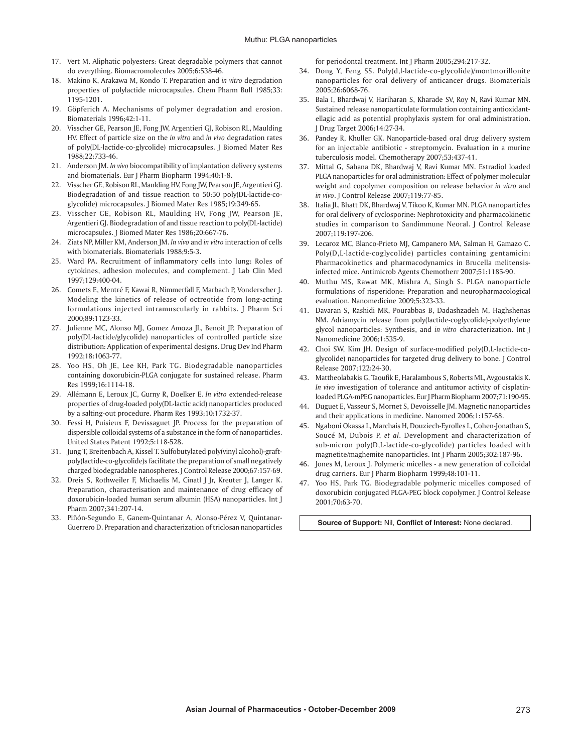17. Vert M. Aliphatic polyesters: Great degradable polymers that cannot do everything. Biomacromolecules 2005;6:538-46.
18. Makino K, Arakawa M, Kondo T. Preparation and *in vitro* degradation properties of polylactide microcapsules. Chem Pharm Bull 1985;33: 1195-1201.
19. Göpferich A. Mechanisms of polymer degradation and erosion. Biomaterials 1996;42:1-11.
20. Visscher GE, Pearson JE, Fong JW, Argentieri GJ, Robison RL, Maulding HV. Effect of particle size on the *in vitro* and *in vivo* degradation rates of poly(DL-lactide-co-glycolide) microcapsules. J Biomed Mater Res 1988;22:733-46.
21. Anderson JM. *In vivo* biocompatibility of implantation delivery systems and biomaterials. Eur J Pharm Biopharm 1994;40:1-8.
22. Visscher GE, Robison RL, Maulding HV, Fong JW, Pearson JE, Argentieri GJ. Biodegradation of and tissue reaction to 50:50 poly(DL-lactide-co-glycolide) microcapsules. J Biomed Mater Res 1985;19:349-65.
23. Visscher GE, Robison RL, Maulding HV, Fong JW, Pearson JE, Argentieri GJ. Biodegradation of and tissue reaction to poly(DL-lactide) microcapsules. J Biomed Mater Res 1986;20:667-76.
24. Ziats NP, Miller KM, Anderson JM. *In vivo* and *in vitro* interaction of cells with biomaterials. Biomaterials 1988;9:5-3.
25. Ward PA. Recruitment of inflammatory cells into lung: Roles of cytokines, adhesion molecules, and complement. J Lab Clin Med 1997;129:400-04.
26. Comets E, Mentré F, Kawai R, Nimmerfall F, Marbach P, Vonderscher J. Modeling the kinetics of release of octreotide from long-acting formulations injected intramuscularly in rabbits. J Pharm Sci 2000;89:1123-33.
27. Julienne MC, Alonso MJ, Gomez Amoza JL, Benoit JP. Preparation of poly(DL-lactide/glycolide) nanoparticles of controlled particle size distribution: Application of experimental designs. Drug Dev Ind Pharm 1992;18:1063-77.
28. Yoo HS, Oh JE, Lee KH, Park TG. Biodegradable nanoparticles containing doxorubicin-PLGA conjugate for sustained release. Pharm Res 1999;16:1114-18.
29. Allémann E, Leroux JC, Gurny R, Doelker E. *In vitro* extended-release properties of drug-loaded poly(DL-lactic acid) nanoparticles produced by a salting-out procedure. Pharm Res 1993;10:1732-37.
30. Fessi H, Puisieux F, Devissaguet JP. Process for the preparation of dispersible colloidal systems of a substance in the form of nanoparticles. United States Patent 1992;5:118-528.
31. Jung T, Breitenbach A, Kissel T. Sulfobutylated poly(vinyl alcohol)-graft-poly(lactide-co-glycolide)s facilitate the preparation of small negatively charged biodegradable nanospheres. J Control Release 2000;67:157-69.
32. Dreis S, Rothweiler F, Michaelis M, Cinatl J Jr, Kreuter J, Langer K. Preparation, characterisation and maintenance of drug efficacy of doxorubicin-loaded human serum albumin (HSA) nanoparticles. Int J Pharm 2007;341:207-14.
33. Piñón-Segundo E, Ganem-Quintanar A, Alonso-Pérez V, Quintanar-Guerrero D. Preparation and characterization of triclosan nanoparticles for periodontal treatment. Int J Pharm 2005;294:217-32.
34. Dong Y, Feng SS. Poly(d,l-lactide-co-glycolide)/montmorillonite nanoparticles for oral delivery of anticancer drugs. Biomaterials 2005;26:6068-76.
35. Bala I, Bhardwaj V, Hariharan S, Kharade SV, Roy N, Ravi Kumar MN. Sustained release nanoparticulate formulation containing antioxidant-ellagic acid as potential prophylaxis system for oral administration. J Drug Target 2006;14:27-34.
36. Pandey R, Khuller GK. Nanoparticle-based oral drug delivery system for an injectable antibiotic - streptomycin. Evaluation in a murine tuberculosis model. Chemotherapy 2007;53:437-41.
37. Mittal G, Sahana DK, Bhardwaj V, Ravi Kumar MN. Estradiol loaded PLGA nanoparticles for oral administration: Effect of polymer molecular weight and copolymer composition on release behavior *in vitro* and *in vivo*. J Control Release 2007;119:77-85.
38. Italia JL, Bhatt DK, Bhardwaj V, Tikoo K, Kumar MN. PLGA nanoparticles for oral delivery of cyclosporine: Nephrotoxicity and pharmacokinetic studies in comparison to Sandimmune Neoral. J Control Release 2007;119:197-206.
39. Lecaroz MC, Blanco-Prieto MJ, Campanero MA, Salman H, Gamazo C. Poly(D,L-lactide-coglycolide) particles containing gentamicin: Pharmacokinetics and pharmacodynamics in Brucella melitensis-infected mice. Antimicrob Agents Chemotherr 2007;51:1185-90.
40. Muthu MS, Rawat MK, Mishra A, Singh S. PLGA nanoparticle formulations of risperidone: Preparation and neuropharmacological evaluation. Nanomedicine 2009;5:323-33.
41. Davaran S, Rashidi MR, Pourabbas B, Dadashzadeh M, Haghshenas NM. Adriamycin release from poly(lactide-coglycolide)-polyethylene glycol nanoparticles: Synthesis, and *in vitro* characterization. Int J Nanomedicine 2006;1:535-9.
42. Choi SW, Kim JH. Design of surface-modified poly(D,L-lactide-co-glycolide) nanoparticles for targeted drug delivery to bone. J Control Release 2007;122:24-30.
43. Mattheolabakis G, Taoufik E, Haralambous S, Roberts ML, Avgoustakis K. *In vivo* investigation of tolerance and antitumor activity of cisplatin-loaded PLGA-mPEG nanoparticles. Eur J Pharm Biopharm 2007;71:190-95.
44. Duguet E, Vasseur S, Mornet S, Devoisselle JM. Magnetic nanoparticles and their applications in medicine. Nanomed 2006;1:157-68.
45. Ngaboni Okassa L, Marchais H, Douziech-Eyrolles L, Cohen-Jonathan S, Soucé M, Dubois P, *et al*. Development and characterization of sub-micron poly(D,L-lactide-co-glycolide) particles loaded with magnetite/maghemite nanoparticles. Int J Pharm 2005;302:187-96.
46. Jones M, Leroux J. Polymeric micelles - a new generation of colloidal drug carriers. Eur J Pharm Biopharm 1999;48:101-11.
47. Yoo HS, Park TG. Biodegradable polymeric micelles composed of doxorubicin conjugated PLGA-PEG block copolymer. J Control Release 2001;70:63-70.

**Source of Support:** Nil, **Conflict of Interest:** None declared.